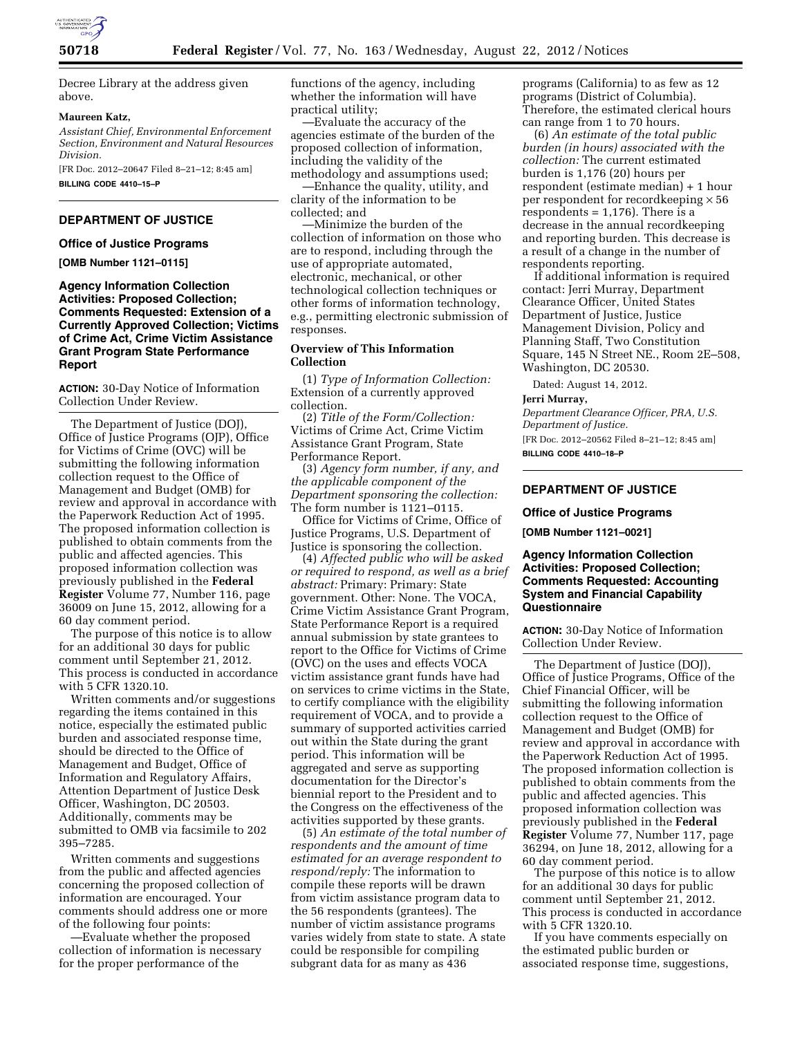Decree Library at the address given above.

**Maureen Katz,**

*Assistant Chief, Environmental Enforcement Section, Environment and Natural Resources Division.*

[FR Doc. 2012–20647 Filed 8–21–12; 8:45 am]

**BILLING CODE 4410–15–P**

---

## DEPARTMENT OF JUSTICE

### Office of Justice Programs

**[OMB Number 1121–0115]**

### Agency Information Collection Activities: Proposed Collection; Comments Requested: Extension of a Currently Approved Collection; Victims of Crime Act, Crime Victim Assistance Grant Program State Performance Report

**ACTION:** 30-Day Notice of Information Collection Under Review.

The Department of Justice (DOJ), Office of Justice Programs (OJP), Office for Victims of Crime (OVC) will be submitting the following information collection request to the Office of Management and Budget (OMB) for review and approval in accordance with the Paperwork Reduction Act of 1995. The proposed information collection is published to obtain comments from the public and affected agencies. This proposed information collection was previously published in the **Federal Register** Volume 77, Number 116, page 36009 on June 15, 2012, allowing for a 60 day comment period.

The purpose of this notice is to allow for an additional 30 days for public comment until September 21, 2012. This process is conducted in accordance with 5 CFR 1320.10.

Written comments and/or suggestions regarding the items contained in this notice, especially the estimated public burden and associated response time, should be directed to the Office of Management and Budget, Office of Information and Regulatory Affairs, Attention Department of Justice Desk Officer, Washington, DC 20503. Additionally, comments may be submitted to OMB via facsimile to 202 395–7285.

Written comments and suggestions from the public and affected agencies concerning the proposed collection of information are encouraged. Your comments should address one or more of the following four points:

—Evaluate whether the proposed collection of information is necessary for the proper performance of the functions of the agency, including whether the information will have practical utility;

—Evaluate the accuracy of the agencies estimate of the burden of the proposed collection of information, including the validity of the methodology and assumptions used;

—Enhance the quality, utility, and clarity of the information to be collected; and

—Minimize the burden of the collection of information on those who are to respond, including through the use of appropriate automated, electronic, mechanical, or other technological collection techniques or other forms of information technology, e.g., permitting electronic submission of responses.

#### Overview of This Information Collection

(1) *Type of Information Collection:* Extension of a currently approved collection.

(2) *Title of the Form/Collection:* Victims of Crime Act, Crime Victim Assistance Grant Program, State Performance Report.

(3) *Agency form number, if any, and the applicable component of the Department sponsoring the collection:* The form number is 1121–0115.

Office for Victims of Crime, Office of Justice Programs, U.S. Department of Justice is sponsoring the collection.

(4) *Affected public who will be asked or required to respond, as well as a brief abstract:* Primary: Primary: State government. Other: None. The VOCA, Crime Victim Assistance Grant Program, State Performance Report is a required annual submission by state grantees to report to the Office for Victims of Crime (OVC) on the uses and effects VOCA victim assistance grant funds have had on services to crime victims in the State, to certify compliance with the eligibility requirement of VOCA, and to provide a summary of supported activities carried out within the State during the grant period. This information will be aggregated and serve as supporting documentation for the Director's biennial report to the President and to the Congress on the effectiveness of the activities supported by these grants.

(5) *An estimate of the total number of respondents and the amount of time estimated for an average respondent to respond/reply:* The information to compile these reports will be drawn from victim assistance program data to the 56 respondents (grantees). The number of victim assistance programs varies widely from state to state. A state could be responsible for compiling subgrant data for as many as 436 programs (California) to as few as 12 programs (District of Columbia). Therefore, the estimated clerical hours can range from 1 to 70 hours.

(6) *An estimate of the total public burden (in hours) associated with the collection:* The current estimated burden is 1,176 (20) hours per respondent (estimate median) + 1 hour per respondent for recordkeeping × 56 respondents = 1,176). There is a decrease in the annual recordkeeping and reporting burden. This decrease is a result of a change in the number of respondents reporting.

If additional information is required contact: Jerri Murray, Department Clearance Officer, United States Department of Justice, Justice Management Division, Policy and Planning Staff, Two Constitution Square, 145 N Street NE., Room 2E–508, Washington, DC 20530.

Dated: August 14, 2012.

**Jerri Murray,**

*Department Clearance Officer, PRA, U.S. Department of Justice.*

[FR Doc. 2012–20562 Filed 8–21–12; 8:45 am]

**BILLING CODE 4410–18–P**

---

## DEPARTMENT OF JUSTICE

### Office of Justice Programs

**[OMB Number 1121–0021]**

### Agency Information Collection Activities: Proposed Collection; Comments Requested: Accounting System and Financial Capability Questionnaire

**ACTION:** 30-Day Notice of Information Collection Under Review.

The Department of Justice (DOJ), Office of Justice Programs, Office of the Chief Financial Officer, will be submitting the following information collection request to the Office of Management and Budget (OMB) for review and approval in accordance with the Paperwork Reduction Act of 1995. The proposed information collection is published to obtain comments from the public and affected agencies. This proposed information collection was previously published in the **Federal Register** Volume 77, Number 117, page 36294, on June 18, 2012, allowing for a 60 day comment period.

The purpose of this notice is to allow for an additional 30 days for public comment until September 21, 2012. This process is conducted in accordance with 5 CFR 1320.10.

If you have comments especially on the estimated public burden or associated response time, suggestions,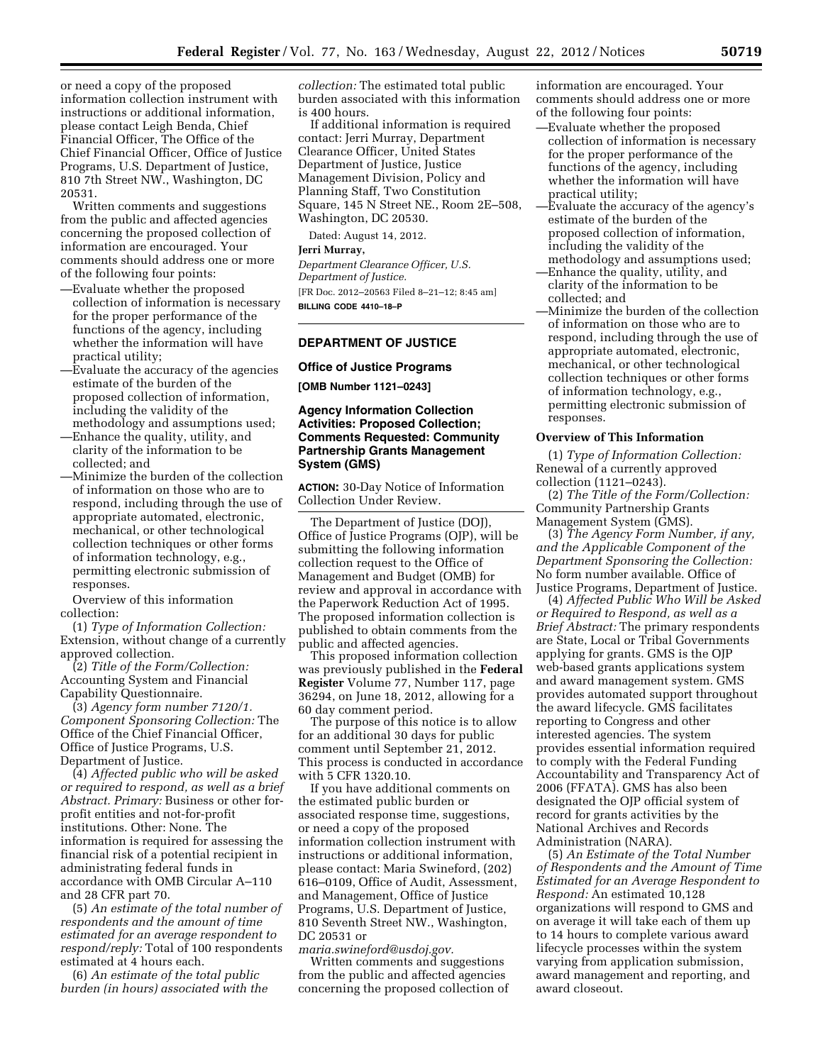or need a copy of the proposed information collection instrument with instructions or additional information, please contact Leigh Benda, Chief Financial Officer, The Office of the Chief Financial Officer, Office of Justice Programs, U.S. Department of Justice, 810 7th Street NW., Washington, DC 20531.

Written comments and suggestions from the public and affected agencies concerning the proposed collection of information are encouraged. Your comments should address one or more of the following four points:

—Evaluate whether the proposed collection of information is necessary for the proper performance of the functions of the agency, including whether the information will have practical utility;

—Evaluate the accuracy of the agencies estimate of the burden of the proposed collection of information, including the validity of the methodology and assumptions used;

—Enhance the quality, utility, and clarity of the information to be collected; and

—Minimize the burden of the collection of information on those who are to respond, including through the use of appropriate automated, electronic, mechanical, or other technological collection techniques or other forms of information technology, e.g., permitting electronic submission of responses.

Overview of this information collection:

(1) *Type of Information Collection:* Extension, without change of a currently approved collection.

(2) *Title of the Form/Collection:* Accounting System and Financial Capability Questionnaire.

(3) *Agency form number 7120/1. Component Sponsoring Collection:* The Office of the Chief Financial Officer, Office of Justice Programs, U.S. Department of Justice.

(4) *Affected public who will be asked or required to respond, as well as a brief Abstract. Primary:* Business or other for-profit entities and not-for-profit institutions. Other: None. The information is required for assessing the financial risk of a potential recipient in administrating federal funds in accordance with OMB Circular A–110 and 28 CFR part 70.

(5) *An estimate of the total number of respondents and the amount of time estimated for an average respondent to respond/reply:* Total of 100 respondents estimated at 4 hours each.

(6) *An estimate of the total public burden (in hours) associated with the collection:* The estimated total public burden associated with this information is 400 hours.

If additional information is required contact: Jerri Murray, Department Clearance Officer, United States Department of Justice, Justice Management Division, Policy and Planning Staff, Two Constitution Square, 145 N Street NE., Room 2E–508, Washington, DC 20530.

Dated: August 14, 2012.

**Jerri Murray,**

*Department Clearance Officer, U.S. Department of Justice.*

[FR Doc. 2012–20563 Filed 8–21–12; 8:45 am]

**BILLING CODE 4410–18–P**

---

**DEPARTMENT OF JUSTICE**

**Office of Justice Programs**

**[OMB Number 1121–0243]**

## Agency Information Collection Activities: Proposed Collection; Comments Requested: Community Partnership Grants Management System (GMS)

**ACTION:** 30-Day Notice of Information Collection Under Review.

The Department of Justice (DOJ), Office of Justice Programs (OJP), will be submitting the following information collection request to the Office of Management and Budget (OMB) for review and approval in accordance with the Paperwork Reduction Act of 1995. The proposed information collection is published to obtain comments from the public and affected agencies.

This proposed information collection was previously published in the **Federal Register** Volume 77, Number 117, page 36294, on June 18, 2012, allowing for a 60 day comment period.

The purpose of this notice is to allow for an additional 30 days for public comment until September 21, 2012. This process is conducted in accordance with 5 CFR 1320.10.

If you have additional comments on the estimated public burden or associated response time, suggestions, or need a copy of the proposed information collection instrument with instructions or additional information, please contact: Maria Swineford, (202) 616–0109, Office of Audit, Assessment, and Management, Office of Justice Programs, U.S. Department of Justice, 810 Seventh Street NW., Washington, DC 20531 or *maria.swineford@usdoj.gov.*

Written comments and suggestions from the public and affected agencies concerning the proposed collection of information are encouraged. Your comments should address one or more of the following four points:

—Evaluate whether the proposed collection of information is necessary for the proper performance of the functions of the agency, including whether the information will have practical utility;

—Evaluate the accuracy of the agency's estimate of the burden of the proposed collection of information, including the validity of the methodology and assumptions used;

—Enhance the quality, utility, and clarity of the information to be collected; and

—Minimize the burden of the collection of information on those who are to respond, including through the use of appropriate automated, electronic, mechanical, or other technological collection techniques or other forms of information technology, e.g., permitting electronic submission of responses.

**Overview of This Information**

(1) *Type of Information Collection:* Renewal of a currently approved collection (1121–0243).

(2) *The Title of the Form/Collection:* Community Partnership Grants Management System (GMS).

(3) *The Agency Form Number, if any, and the Applicable Component of the Department Sponsoring the Collection:* No form number available. Office of Justice Programs, Department of Justice.

(4) *Affected Public Who Will be Asked or Required to Respond, as well as a Brief Abstract:* The primary respondents are State, Local or Tribal Governments applying for grants. GMS is the OJP web-based grants applications system and award management system. GMS provides automated support throughout the award lifecycle. GMS facilitates reporting to Congress and other interested agencies. The system provides essential information required to comply with the Federal Funding Accountability and Transparency Act of 2006 (FFATA). GMS has also been designated the OJP official system of record for grants activities by the National Archives and Records Administration (NARA).

(5) *An Estimate of the Total Number of Respondents and the Amount of Time Estimated for an Average Respondent to Respond:* An estimated 10,128 organizations will respond to GMS and on average it will take each of them up to 14 hours to complete various award lifecycle processes within the system varying from application submission, award management and reporting, and award closeout.